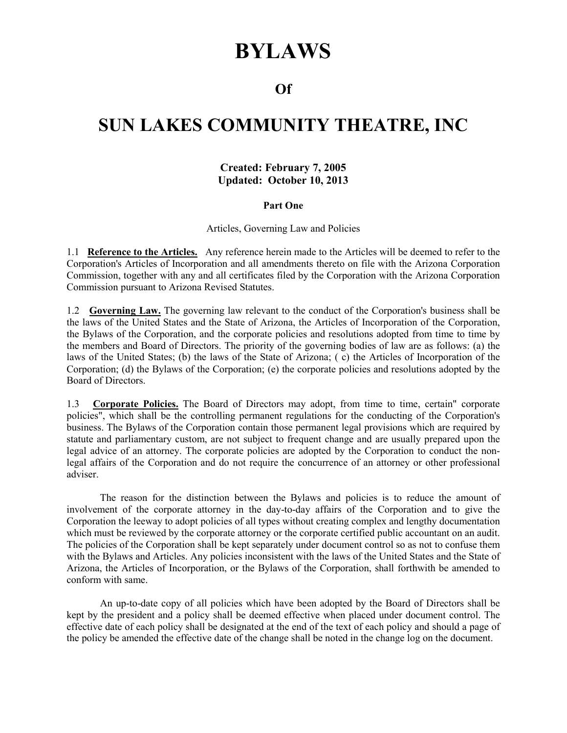# BYLAWS

## Of

# SUN LAKES COMMUNITY THEATRE, INC

**Created: February 7, 2005**
**Updated: October 10, 2013**

**Part One**

Articles, Governing Law and Policies

1.1 **Reference to the Articles.** Any reference herein made to the Articles will be deemed to refer to the Corporation's Articles of Incorporation and all amendments thereto on file with the Arizona Corporation Commission, together with any and all certificates filed by the Corporation with the Arizona Corporation Commission pursuant to Arizona Revised Statutes.

1.2 **Governing Law.** The governing law relevant to the conduct of the Corporation's business shall be the laws of the United States and the State of Arizona, the Articles of Incorporation of the Corporation, the Bylaws of the Corporation, and the corporate policies and resolutions adopted from time to time by the members and Board of Directors. The priority of the governing bodies of law are as follows: (a) the laws of the United States; (b) the laws of the State of Arizona; ( c) the Articles of Incorporation of the Corporation; (d) the Bylaws of the Corporation; (e) the corporate policies and resolutions adopted by the Board of Directors.

1.3 **Corporate Policies.** The Board of Directors may adopt, from time to time, certain" corporate policies", which shall be the controlling permanent regulations for the conducting of the Corporation's business. The Bylaws of the Corporation contain those permanent legal provisions which are required by statute and parliamentary custom, are not subject to frequent change and are usually prepared upon the legal advice of an attorney. The corporate policies are adopted by the Corporation to conduct the non-legal affairs of the Corporation and do not require the concurrence of an attorney or other professional adviser.

The reason for the distinction between the Bylaws and policies is to reduce the amount of involvement of the corporate attorney in the day-to-day affairs of the Corporation and to give the Corporation the leeway to adopt policies of all types without creating complex and lengthy documentation which must be reviewed by the corporate attorney or the corporate certified public accountant on an audit. The policies of the Corporation shall be kept separately under document control so as not to confuse them with the Bylaws and Articles. Any policies inconsistent with the laws of the United States and the State of Arizona, the Articles of Incorporation, or the Bylaws of the Corporation, shall forthwith be amended to conform with same.

An up-to-date copy of all policies which have been adopted by the Board of Directors shall be kept by the president and a policy shall be deemed effective when placed under document control. The effective date of each policy shall be designated at the end of the text of each policy and should a page of the policy be amended the effective date of the change shall be noted in the change log on the document.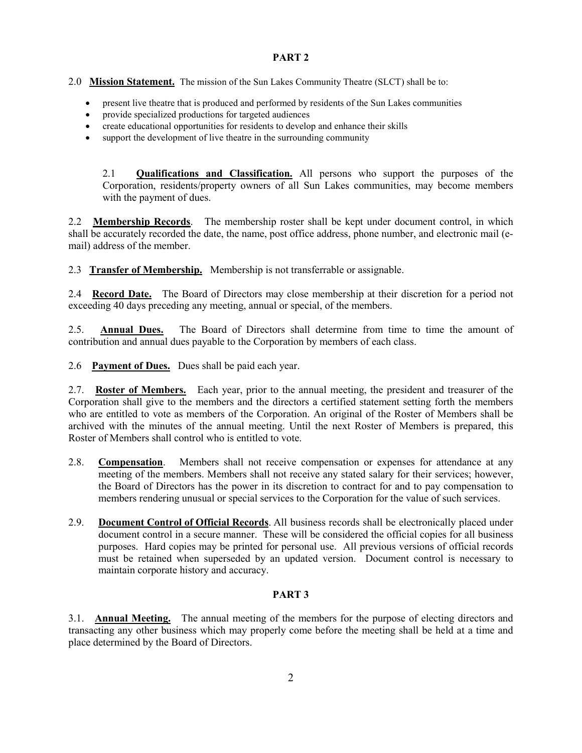## PART 2

2.0 **Mission Statement.** The mission of the Sun Lakes Community Theatre (SLCT) shall be to:

- present live theatre that is produced and performed by residents of the Sun Lakes communities
- provide specialized productions for targeted audiences
- create educational opportunities for residents to develop and enhance their skills
- support the development of live theatre in the surrounding community

2.1 **Qualifications and Classification.** All persons who support the purposes of the Corporation, residents/property owners of all Sun Lakes communities, may become members with the payment of dues.

2.2 **Membership Records**. The membership roster shall be kept under document control, in which shall be accurately recorded the date, the name, post office address, phone number, and electronic mail (e-mail) address of the member.

2.3 **Transfer of Membership.** Membership is not transferrable or assignable.

2.4 **Record Date.** The Board of Directors may close membership at their discretion for a period not exceeding 40 days preceding any meeting, annual or special, of the members.

2.5. **Annual Dues.** The Board of Directors shall determine from time to time the amount of contribution and annual dues payable to the Corporation by members of each class.

2.6 **Payment of Dues.** Dues shall be paid each year.

2.7. **Roster of Members.** Each year, prior to the annual meeting, the president and treasurer of the Corporation shall give to the members and the directors a certified statement setting forth the members who are entitled to vote as members of the Corporation. An original of the Roster of Members shall be archived with the minutes of the annual meeting. Until the next Roster of Members is prepared, this Roster of Members shall control who is entitled to vote.

2.8. **Compensation**. Members shall not receive compensation or expenses for attendance at any meeting of the members. Members shall not receive any stated salary for their services; however, the Board of Directors has the power in its discretion to contract for and to pay compensation to members rendering unusual or special services to the Corporation for the value of such services.

2.9. **Document Control of Official Records**. All business records shall be electronically placed under document control in a secure manner. These will be considered the official copies for all business purposes. Hard copies may be printed for personal use. All previous versions of official records must be retained when superseded by an updated version. Document control is necessary to maintain corporate history and accuracy.

## PART 3

3.1. **Annual Meeting.** The annual meeting of the members for the purpose of electing directors and transacting any other business which may properly come before the meeting shall be held at a time and place determined by the Board of Directors.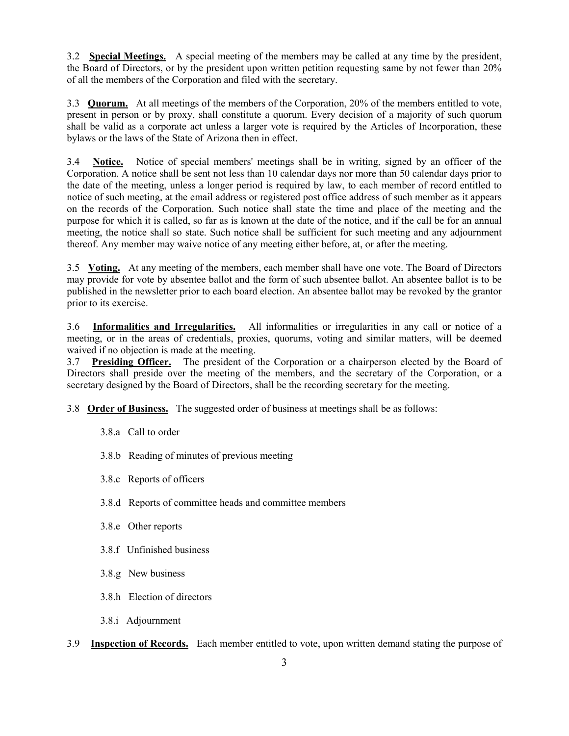3.2 **Special Meetings.** A special meeting of the members may be called at any time by the president, the Board of Directors, or by the president upon written petition requesting same by not fewer than 20% of all the members of the Corporation and filed with the secretary.

3.3 **Quorum.** At all meetings of the members of the Corporation, 20% of the members entitled to vote, present in person or by proxy, shall constitute a quorum. Every decision of a majority of such quorum shall be valid as a corporate act unless a larger vote is required by the Articles of Incorporation, these bylaws or the laws of the State of Arizona then in effect.

3.4 **Notice.** Notice of special members' meetings shall be in writing, signed by an officer of the Corporation. A notice shall be sent not less than 10 calendar days nor more than 50 calendar days prior to the date of the meeting, unless a longer period is required by law, to each member of record entitled to notice of such meeting, at the email address or registered post office address of such member as it appears on the records of the Corporation. Such notice shall state the time and place of the meeting and the purpose for which it is called, so far as is known at the date of the notice, and if the call be for an annual meeting, the notice shall so state. Such notice shall be sufficient for such meeting and any adjournment thereof. Any member may waive notice of any meeting either before, at, or after the meeting.

3.5 **Voting.** At any meeting of the members, each member shall have one vote. The Board of Directors may provide for vote by absentee ballot and the form of such absentee ballot. An absentee ballot is to be published in the newsletter prior to each board election. An absentee ballot may be revoked by the grantor prior to its exercise.

3.6 **Informalities and Irregularities.** All informalities or irregularities in any call or notice of a meeting, or in the areas of credentials, proxies, quorums, voting and similar matters, will be deemed waived if no objection is made at the meeting.

3.7 **Presiding Officer.** The president of the Corporation or a chairperson elected by the Board of Directors shall preside over the meeting of the members, and the secretary of the Corporation, or a secretary designed by the Board of Directors, shall be the recording secretary for the meeting.

3.8 **Order of Business.** The suggested order of business at meetings shall be as follows:

3.8.a Call to order

3.8.b Reading of minutes of previous meeting

3.8.c Reports of officers

3.8.d Reports of committee heads and committee members

3.8.e Other reports

3.8.f Unfinished business

3.8.g New business

3.8.h Election of directors

3.8.i Adjournment

3.9 **Inspection of Records.** Each member entitled to vote, upon written demand stating the purpose of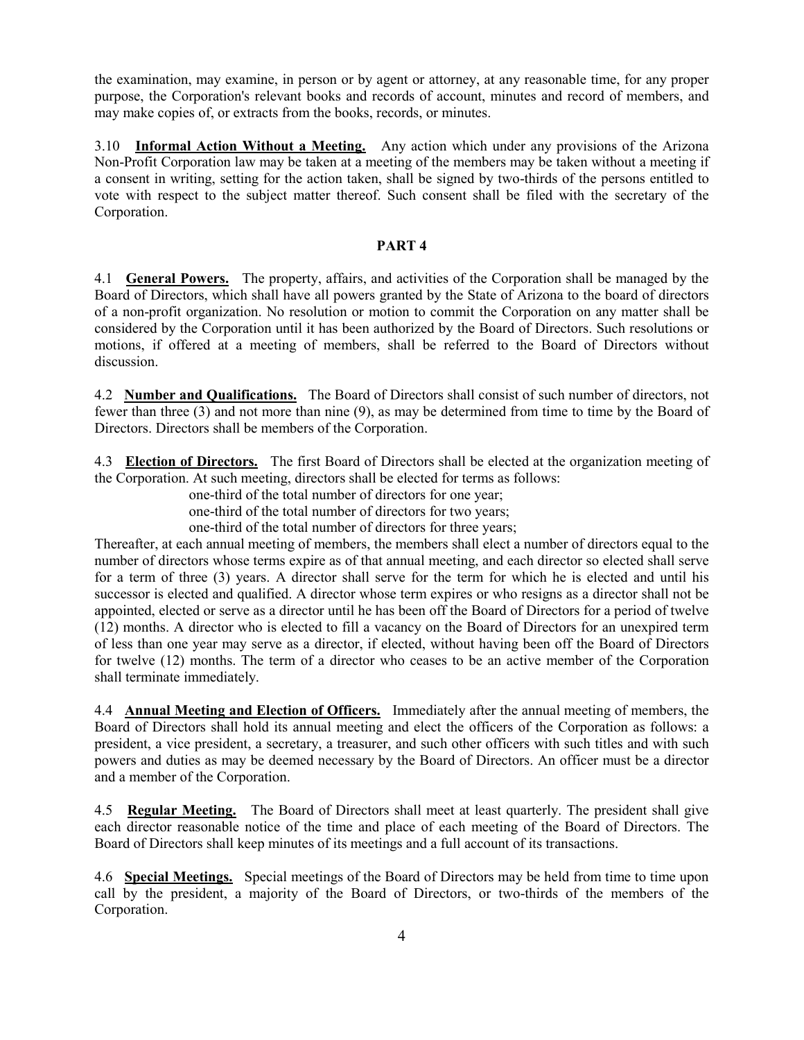the examination, may examine, in person or by agent or attorney, at any reasonable time, for any proper purpose, the Corporation's relevant books and records of account, minutes and record of members, and may make copies of, or extracts from the books, records, or minutes.

3.10 **Informal Action Without a Meeting.** Any action which under any provisions of the Arizona Non-Profit Corporation law may be taken at a meeting of the members may be taken without a meeting if a consent in writing, setting for the action taken, shall be signed by two-thirds of the persons entitled to vote with respect to the subject matter thereof. Such consent shall be filed with the secretary of the Corporation.

## PART 4

4.1 **General Powers.** The property, affairs, and activities of the Corporation shall be managed by the Board of Directors, which shall have all powers granted by the State of Arizona to the board of directors of a non-profit organization. No resolution or motion to commit the Corporation on any matter shall be considered by the Corporation until it has been authorized by the Board of Directors. Such resolutions or motions, if offered at a meeting of members, shall be referred to the Board of Directors without discussion.

4.2 **Number and Qualifications.** The Board of Directors shall consist of such number of directors, not fewer than three (3) and not more than nine (9), as may be determined from time to time by the Board of Directors. Directors shall be members of the Corporation.

4.3 **Election of Directors.** The first Board of Directors shall be elected at the organization meeting of the Corporation. At such meeting, directors shall be elected for terms as follows:

one-third of the total number of directors for one year;
one-third of the total number of directors for two years;
one-third of the total number of directors for three years;

Thereafter, at each annual meeting of members, the members shall elect a number of directors equal to the number of directors whose terms expire as of that annual meeting, and each director so elected shall serve for a term of three (3) years. A director shall serve for the term for which he is elected and until his successor is elected and qualified. A director whose term expires or who resigns as a director shall not be appointed, elected or serve as a director until he has been off the Board of Directors for a period of twelve (12) months. A director who is elected to fill a vacancy on the Board of Directors for an unexpired term of less than one year may serve as a director, if elected, without having been off the Board of Directors for twelve (12) months. The term of a director who ceases to be an active member of the Corporation shall terminate immediately.

4.4 **Annual Meeting and Election of Officers.** Immediately after the annual meeting of members, the Board of Directors shall hold its annual meeting and elect the officers of the Corporation as follows: a president, a vice president, a secretary, a treasurer, and such other officers with such titles and with such powers and duties as may be deemed necessary by the Board of Directors. An officer must be a director and a member of the Corporation.

4.5 **Regular Meeting.** The Board of Directors shall meet at least quarterly. The president shall give each director reasonable notice of the time and place of each meeting of the Board of Directors. The Board of Directors shall keep minutes of its meetings and a full account of its transactions.

4.6 **Special Meetings.** Special meetings of the Board of Directors may be held from time to time upon call by the president, a majority of the Board of Directors, or two-thirds of the members of the Corporation.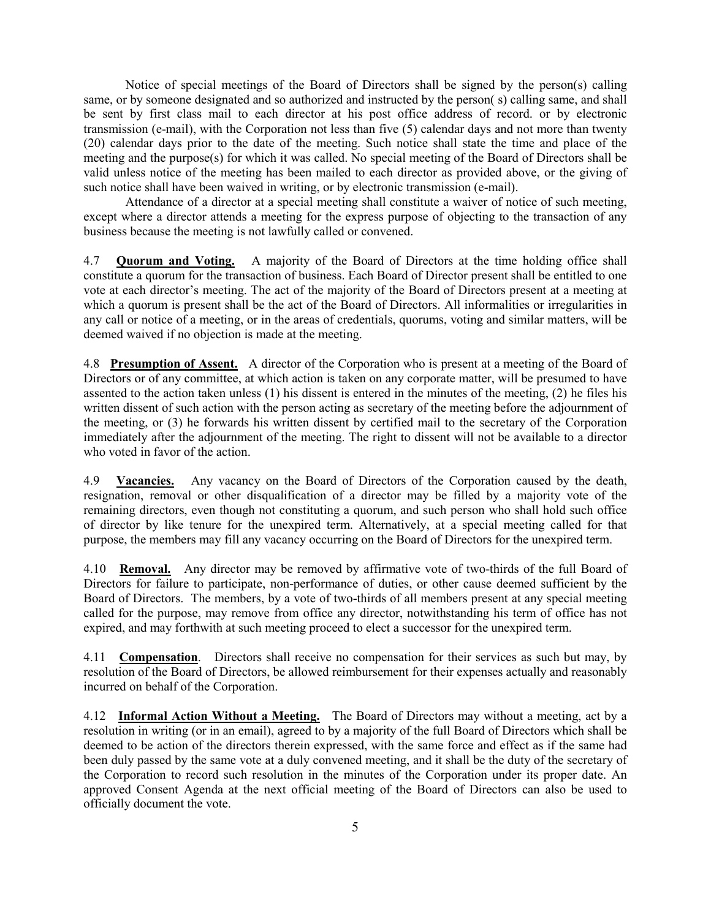Notice of special meetings of the Board of Directors shall be signed by the person(s) calling same, or by someone designated and so authorized and instructed by the person( s) calling same, and shall be sent by first class mail to each director at his post office address of record. or by electronic transmission (e-mail), with the Corporation not less than five (5) calendar days and not more than twenty (20) calendar days prior to the date of the meeting. Such notice shall state the time and place of the meeting and the purpose(s) for which it was called. No special meeting of the Board of Directors shall be valid unless notice of the meeting has been mailed to each director as provided above, or the giving of such notice shall have been waived in writing, or by electronic transmission (e-mail).

Attendance of a director at a special meeting shall constitute a waiver of notice of such meeting, except where a director attends a meeting for the express purpose of objecting to the transaction of any business because the meeting is not lawfully called or convened.

4.7 **Quorum and Voting.** A majority of the Board of Directors at the time holding office shall constitute a quorum for the transaction of business. Each Board of Director present shall be entitled to one vote at each director's meeting. The act of the majority of the Board of Directors present at a meeting at which a quorum is present shall be the act of the Board of Directors. All informalities or irregularities in any call or notice of a meeting, or in the areas of credentials, quorums, voting and similar matters, will be deemed waived if no objection is made at the meeting.

4.8 **Presumption of Assent.** A director of the Corporation who is present at a meeting of the Board of Directors or of any committee, at which action is taken on any corporate matter, will be presumed to have assented to the action taken unless (1) his dissent is entered in the minutes of the meeting, (2) he files his written dissent of such action with the person acting as secretary of the meeting before the adjournment of the meeting, or (3) he forwards his written dissent by certified mail to the secretary of the Corporation immediately after the adjournment of the meeting. The right to dissent will not be available to a director who voted in favor of the action.

4.9 **Vacancies.** Any vacancy on the Board of Directors of the Corporation caused by the death, resignation, removal or other disqualification of a director may be filled by a majority vote of the remaining directors, even though not constituting a quorum, and such person who shall hold such office of director by like tenure for the unexpired term. Alternatively, at a special meeting called for that purpose, the members may fill any vacancy occurring on the Board of Directors for the unexpired term.

4.10 **Removal.** Any director may be removed by affirmative vote of two-thirds of the full Board of Directors for failure to participate, non-performance of duties, or other cause deemed sufficient by the Board of Directors. The members, by a vote of two-thirds of all members present at any special meeting called for the purpose, may remove from office any director, notwithstanding his term of office has not expired, and may forthwith at such meeting proceed to elect a successor for the unexpired term.

4.11 **Compensation**. Directors shall receive no compensation for their services as such but may, by resolution of the Board of Directors, be allowed reimbursement for their expenses actually and reasonably incurred on behalf of the Corporation.

4.12 **Informal Action Without a Meeting.** The Board of Directors may without a meeting, act by a resolution in writing (or in an email), agreed to by a majority of the full Board of Directors which shall be deemed to be action of the directors therein expressed, with the same force and effect as if the same had been duly passed by the same vote at a duly convened meeting, and it shall be the duty of the secretary of the Corporation to record such resolution in the minutes of the Corporation under its proper date. An approved Consent Agenda at the next official meeting of the Board of Directors can also be used to officially document the vote.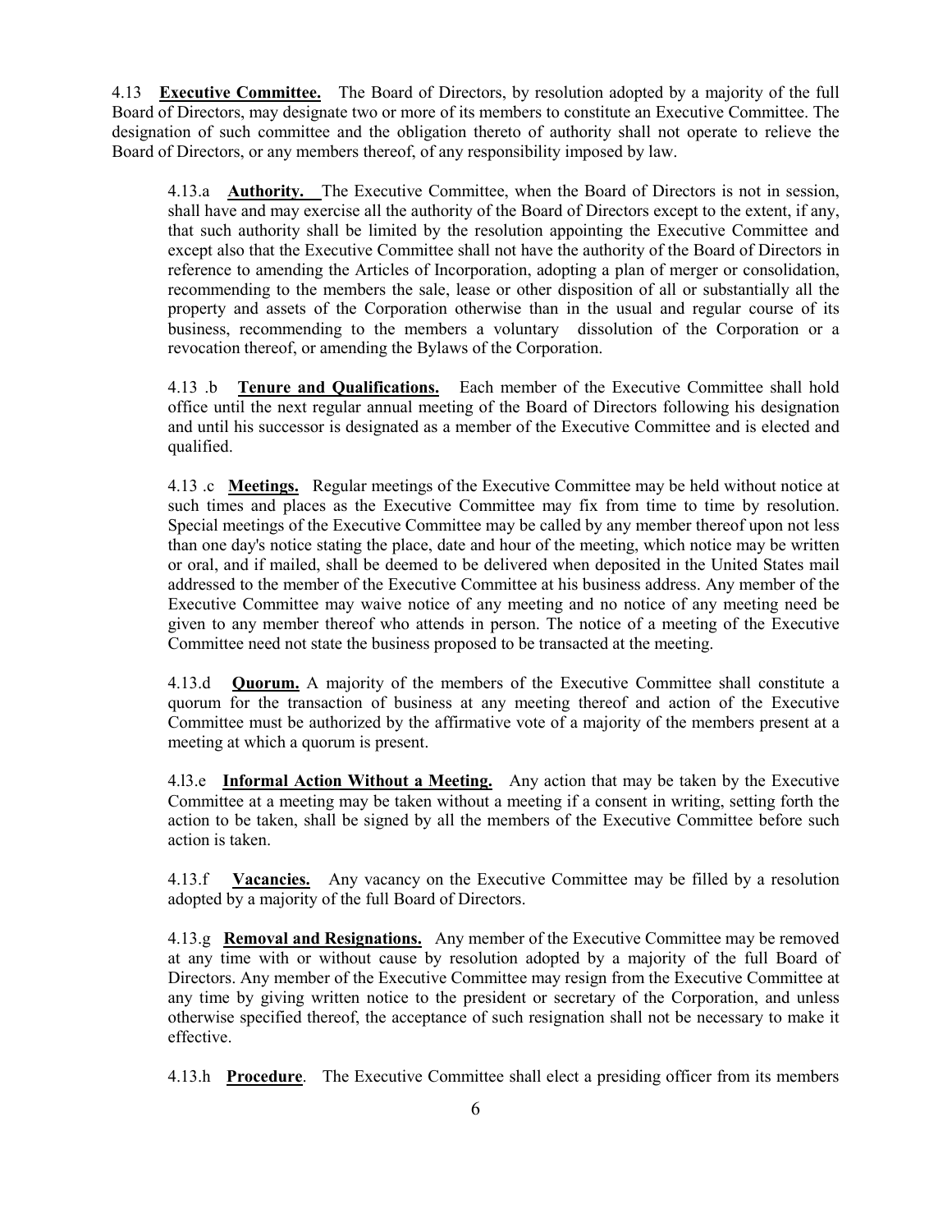4.13 **Executive Committee.** The Board of Directors, by resolution adopted by a majority of the full Board of Directors, may designate two or more of its members to constitute an Executive Committee. The designation of such committee and the obligation thereto of authority shall not operate to relieve the Board of Directors, or any members thereof, of any responsibility imposed by law.

4.13.a **Authority.** The Executive Committee, when the Board of Directors is not in session, shall have and may exercise all the authority of the Board of Directors except to the extent, if any, that such authority shall be limited by the resolution appointing the Executive Committee and except also that the Executive Committee shall not have the authority of the Board of Directors in reference to amending the Articles of Incorporation, adopting a plan of merger or consolidation, recommending to the members the sale, lease or other disposition of all or substantially all the property and assets of the Corporation otherwise than in the usual and regular course of its business, recommending to the members a voluntary dissolution of the Corporation or a revocation thereof, or amending the Bylaws of the Corporation.

4.13 .b **Tenure and Qualifications.** Each member of the Executive Committee shall hold office until the next regular annual meeting of the Board of Directors following his designation and until his successor is designated as a member of the Executive Committee and is elected and qualified.

4.13 .c **Meetings.** Regular meetings of the Executive Committee may be held without notice at such times and places as the Executive Committee may fix from time to time by resolution. Special meetings of the Executive Committee may be called by any member thereof upon not less than one day's notice stating the place, date and hour of the meeting, which notice may be written or oral, and if mailed, shall be deemed to be delivered when deposited in the United States mail addressed to the member of the Executive Committee at his business address. Any member of the Executive Committee may waive notice of any meeting and no notice of any meeting need be given to any member thereof who attends in person. The notice of a meeting of the Executive Committee need not state the business proposed to be transacted at the meeting.

4.13.d **Quorum.** A majority of the members of the Executive Committee shall constitute a quorum for the transaction of business at any meeting thereof and action of the Executive Committee must be authorized by the affirmative vote of a majority of the members present at a meeting at which a quorum is present.

4.l3.e **Informal Action Without a Meeting.** Any action that may be taken by the Executive Committee at a meeting may be taken without a meeting if a consent in writing, setting forth the action to be taken, shall be signed by all the members of the Executive Committee before such action is taken.

4.13.f **Vacancies.** Any vacancy on the Executive Committee may be filled by a resolution adopted by a majority of the full Board of Directors.

4.13.g **Removal and Resignations.** Any member of the Executive Committee may be removed at any time with or without cause by resolution adopted by a majority of the full Board of Directors. Any member of the Executive Committee may resign from the Executive Committee at any time by giving written notice to the president or secretary of the Corporation, and unless otherwise specified thereof, the acceptance of such resignation shall not be necessary to make it effective.

4.13.h **Procedure**. The Executive Committee shall elect a presiding officer from its members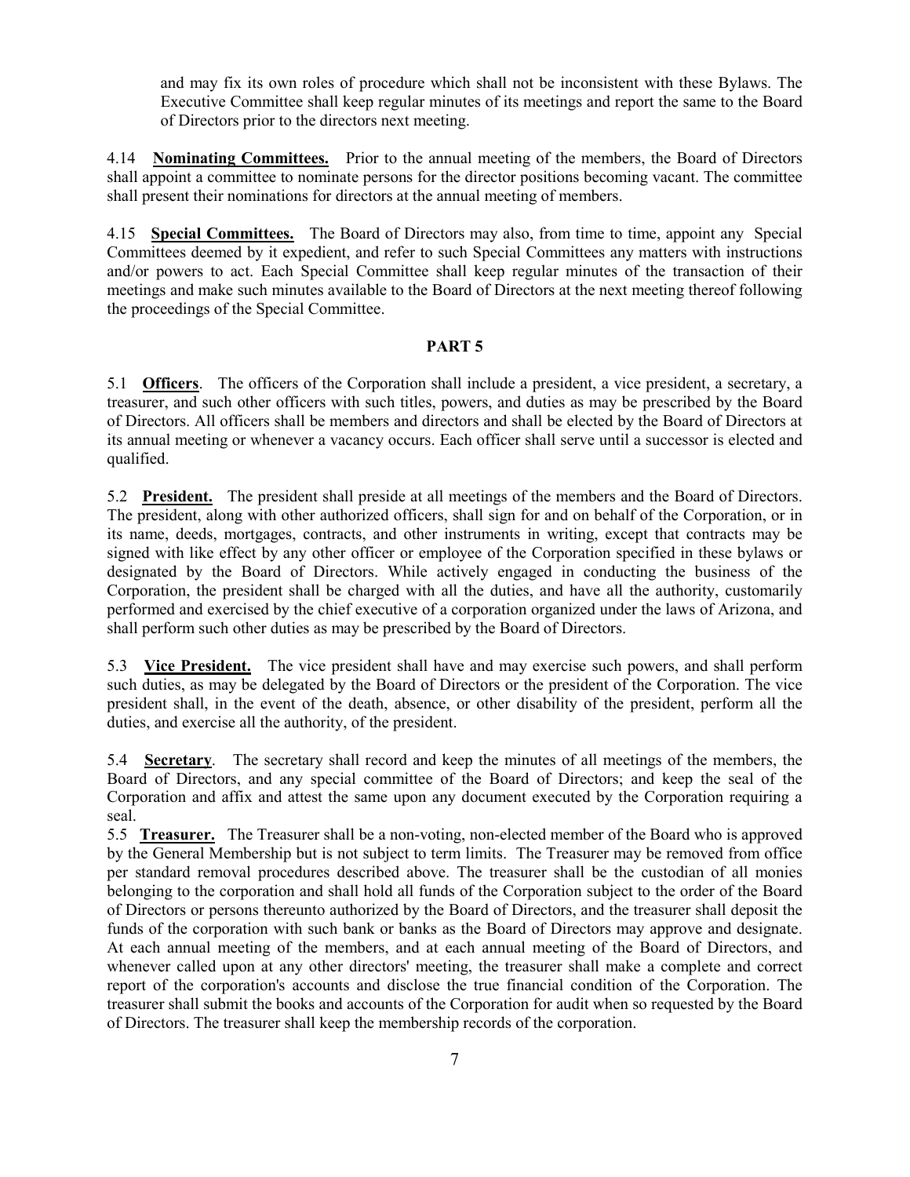and may fix its own roles of procedure which shall not be inconsistent with these Bylaws. The Executive Committee shall keep regular minutes of its meetings and report the same to the Board of Directors prior to the directors next meeting.

4.14 **Nominating Committees.** Prior to the annual meeting of the members, the Board of Directors shall appoint a committee to nominate persons for the director positions becoming vacant. The committee shall present their nominations for directors at the annual meeting of members.

4.15 **Special Committees.** The Board of Directors may also, from time to time, appoint any Special Committees deemed by it expedient, and refer to such Special Committees any matters with instructions and/or powers to act. Each Special Committee shall keep regular minutes of the transaction of their meetings and make such minutes available to the Board of Directors at the next meeting thereof following the proceedings of the Special Committee.

## PART 5

5.1 **Officers**. The officers of the Corporation shall include a president, a vice president, a secretary, a treasurer, and such other officers with such titles, powers, and duties as may be prescribed by the Board of Directors. All officers shall be members and directors and shall be elected by the Board of Directors at its annual meeting or whenever a vacancy occurs. Each officer shall serve until a successor is elected and qualified.

5.2 **President.** The president shall preside at all meetings of the members and the Board of Directors. The president, along with other authorized officers, shall sign for and on behalf of the Corporation, or in its name, deeds, mortgages, contracts, and other instruments in writing, except that contracts may be signed with like effect by any other officer or employee of the Corporation specified in these bylaws or designated by the Board of Directors. While actively engaged in conducting the business of the Corporation, the president shall be charged with all the duties, and have all the authority, customarily performed and exercised by the chief executive of a corporation organized under the laws of Arizona, and shall perform such other duties as may be prescribed by the Board of Directors.

5.3 **Vice President.** The vice president shall have and may exercise such powers, and shall perform such duties, as may be delegated by the Board of Directors or the president of the Corporation. The vice president shall, in the event of the death, absence, or other disability of the president, perform all the duties, and exercise all the authority, of the president.

5.4 **Secretary**. The secretary shall record and keep the minutes of all meetings of the members, the Board of Directors, and any special committee of the Board of Directors; and keep the seal of the Corporation and affix and attest the same upon any document executed by the Corporation requiring a seal.

5.5 **Treasurer.** The Treasurer shall be a non-voting, non-elected member of the Board who is approved by the General Membership but is not subject to term limits. The Treasurer may be removed from office per standard removal procedures described above. The treasurer shall be the custodian of all monies belonging to the corporation and shall hold all funds of the Corporation subject to the order of the Board of Directors or persons thereunto authorized by the Board of Directors, and the treasurer shall deposit the funds of the corporation with such bank or banks as the Board of Directors may approve and designate. At each annual meeting of the members, and at each annual meeting of the Board of Directors, and whenever called upon at any other directors' meeting, the treasurer shall make a complete and correct report of the corporation's accounts and disclose the true financial condition of the Corporation. The treasurer shall submit the books and accounts of the Corporation for audit when so requested by the Board of Directors. The treasurer shall keep the membership records of the corporation.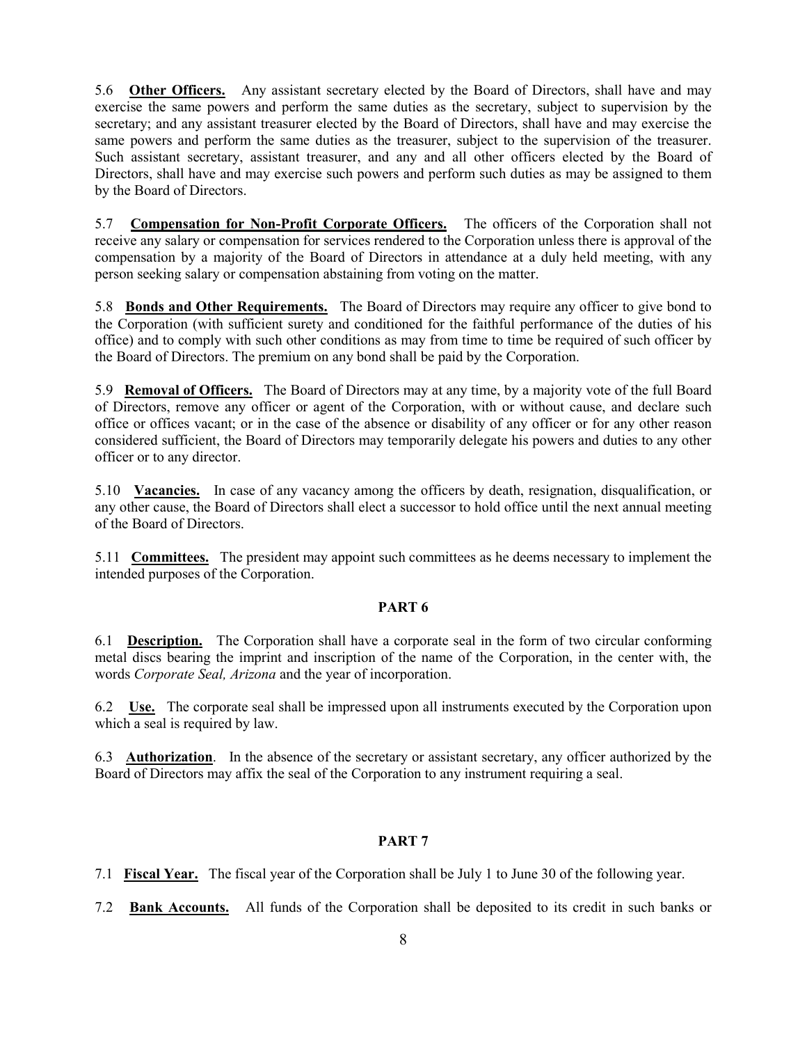5.6 **Other Officers.** Any assistant secretary elected by the Board of Directors, shall have and may exercise the same powers and perform the same duties as the secretary, subject to supervision by the secretary; and any assistant treasurer elected by the Board of Directors, shall have and may exercise the same powers and perform the same duties as the treasurer, subject to the supervision of the treasurer. Such assistant secretary, assistant treasurer, and any and all other officers elected by the Board of Directors, shall have and may exercise such powers and perform such duties as may be assigned to them by the Board of Directors.

5.7 **Compensation for Non-Profit Corporate Officers.** The officers of the Corporation shall not receive any salary or compensation for services rendered to the Corporation unless there is approval of the compensation by a majority of the Board of Directors in attendance at a duly held meeting, with any person seeking salary or compensation abstaining from voting on the matter.

5.8 **Bonds and Other Requirements.** The Board of Directors may require any officer to give bond to the Corporation (with sufficient surety and conditioned for the faithful performance of the duties of his office) and to comply with such other conditions as may from time to time be required of such officer by the Board of Directors. The premium on any bond shall be paid by the Corporation.

5.9 **Removal of Officers.** The Board of Directors may at any time, by a majority vote of the full Board of Directors, remove any officer or agent of the Corporation, with or without cause, and declare such office or offices vacant; or in the case of the absence or disability of any officer or for any other reason considered sufficient, the Board of Directors may temporarily delegate his powers and duties to any other officer or to any director.

5.10 **Vacancies.** In case of any vacancy among the officers by death, resignation, disqualification, or any other cause, the Board of Directors shall elect a successor to hold office until the next annual meeting of the Board of Directors.

5.11 **Committees.** The president may appoint such committees as he deems necessary to implement the intended purposes of the Corporation.

## PART 6

6.1 **Description.** The Corporation shall have a corporate seal in the form of two circular conforming metal discs bearing the imprint and inscription of the name of the Corporation, in the center with, the words *Corporate Seal, Arizona* and the year of incorporation.

6.2 **Use.** The corporate seal shall be impressed upon all instruments executed by the Corporation upon which a seal is required by law.

6.3 **Authorization**. In the absence of the secretary or assistant secretary, any officer authorized by the Board of Directors may affix the seal of the Corporation to any instrument requiring a seal.

## PART 7

7.1 **Fiscal Year.** The fiscal year of the Corporation shall be July 1 to June 30 of the following year.

7.2 **Bank Accounts.** All funds of the Corporation shall be deposited to its credit in such banks or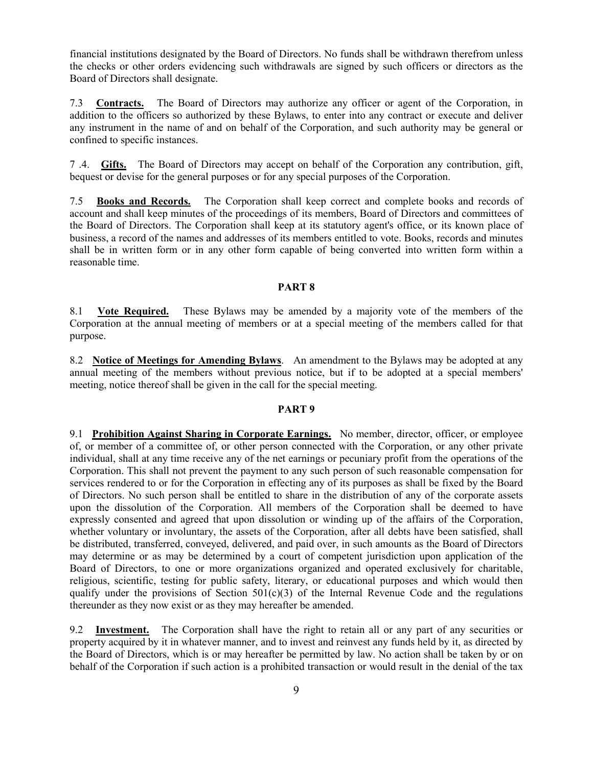financial institutions designated by the Board of Directors. No funds shall be withdrawn therefrom unless the checks or other orders evidencing such withdrawals are signed by such officers or directors as the Board of Directors shall designate.

7.3 **Contracts.** The Board of Directors may authorize any officer or agent of the Corporation, in addition to the officers so authorized by these Bylaws, to enter into any contract or execute and deliver any instrument in the name of and on behalf of the Corporation, and such authority may be general or confined to specific instances.

7 .4. **Gifts.** The Board of Directors may accept on behalf of the Corporation any contribution, gift, bequest or devise for the general purposes or for any special purposes of the Corporation.

7.5 **Books and Records.** The Corporation shall keep correct and complete books and records of account and shall keep minutes of the proceedings of its members, Board of Directors and committees of the Board of Directors. The Corporation shall keep at its statutory agent's office, or its known place of business, a record of the names and addresses of its members entitled to vote. Books, records and minutes shall be in written form or in any other form capable of being converted into written form within a reasonable time.

## PART 8

8.1 **Vote Required.** These Bylaws may be amended by a majority vote of the members of the Corporation at the annual meeting of members or at a special meeting of the members called for that purpose.

8.2 **Notice of Meetings for Amending Bylaws**. An amendment to the Bylaws may be adopted at any annual meeting of the members without previous notice, but if to be adopted at a special members' meeting, notice thereof shall be given in the call for the special meeting.

## PART 9

9.1 **Prohibition Against Sharing in Corporate Earnings.** No member, director, officer, or employee of, or member of a committee of, or other person connected with the Corporation, or any other private individual, shall at any time receive any of the net earnings or pecuniary profit from the operations of the Corporation. This shall not prevent the payment to any such person of such reasonable compensation for services rendered to or for the Corporation in effecting any of its purposes as shall be fixed by the Board of Directors. No such person shall be entitled to share in the distribution of any of the corporate assets upon the dissolution of the Corporation. All members of the Corporation shall be deemed to have expressly consented and agreed that upon dissolution or winding up of the affairs of the Corporation, whether voluntary or involuntary, the assets of the Corporation, after all debts have been satisfied, shall be distributed, transferred, conveyed, delivered, and paid over, in such amounts as the Board of Directors may determine or as may be determined by a court of competent jurisdiction upon application of the Board of Directors, to one or more organizations organized and operated exclusively for charitable, religious, scientific, testing for public safety, literary, or educational purposes and which would then qualify under the provisions of Section 501(c)(3) of the Internal Revenue Code and the regulations thereunder as they now exist or as they may hereafter be amended.

9.2 **Investment.** The Corporation shall have the right to retain all or any part of any securities or property acquired by it in whatever manner, and to invest and reinvest any funds held by it, as directed by the Board of Directors, which is or may hereafter be permitted by law. No action shall be taken by or on behalf of the Corporation if such action is a prohibited transaction or would result in the denial of the tax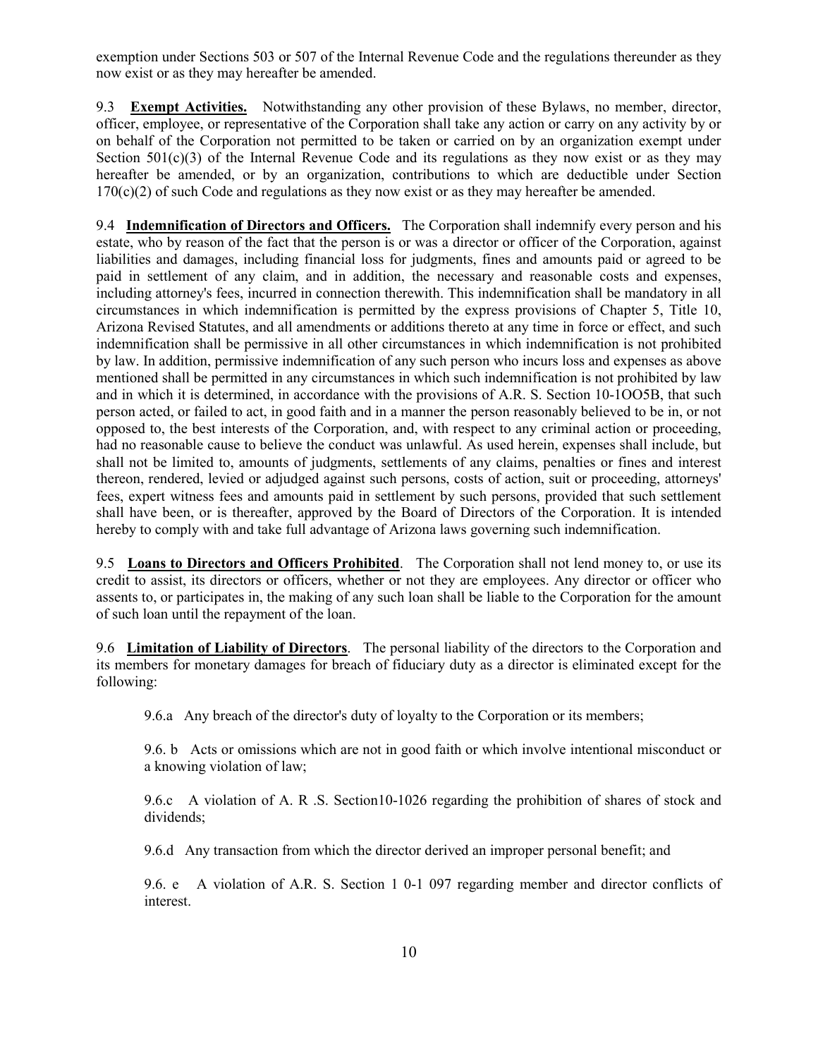exemption under Sections 503 or 507 of the Internal Revenue Code and the regulations thereunder as they now exist or as they may hereafter be amended.

9.3 **Exempt Activities.** Notwithstanding any other provision of these Bylaws, no member, director, officer, employee, or representative of the Corporation shall take any action or carry on any activity by or on behalf of the Corporation not permitted to be taken or carried on by an organization exempt under Section 501(c)(3) of the Internal Revenue Code and its regulations as they now exist or as they may hereafter be amended, or by an organization, contributions to which are deductible under Section 170(c)(2) of such Code and regulations as they now exist or as they may hereafter be amended.

9.4 **Indemnification of Directors and Officers.** The Corporation shall indemnify every person and his estate, who by reason of the fact that the person is or was a director or officer of the Corporation, against liabilities and damages, including financial loss for judgments, fines and amounts paid or agreed to be paid in settlement of any claim, and in addition, the necessary and reasonable costs and expenses, including attorney's fees, incurred in connection therewith. This indemnification shall be mandatory in all circumstances in which indemnification is permitted by the express provisions of Chapter 5, Title 10, Arizona Revised Statutes, and all amendments or additions thereto at any time in force or effect, and such indemnification shall be permissive in all other circumstances in which indemnification is not prohibited by law. In addition, permissive indemnification of any such person who incurs loss and expenses as above mentioned shall be permitted in any circumstances in which such indemnification is not prohibited by law and in which it is determined, in accordance with the provisions of A.R. S. Section 10-1OO5B, that such person acted, or failed to act, in good faith and in a manner the person reasonably believed to be in, or not opposed to, the best interests of the Corporation, and, with respect to any criminal action or proceeding, had no reasonable cause to believe the conduct was unlawful. As used herein, expenses shall include, but shall not be limited to, amounts of judgments, settlements of any claims, penalties or fines and interest thereon, rendered, levied or adjudged against such persons, costs of action, suit or proceeding, attorneys' fees, expert witness fees and amounts paid in settlement by such persons, provided that such settlement shall have been, or is thereafter, approved by the Board of Directors of the Corporation. It is intended hereby to comply with and take full advantage of Arizona laws governing such indemnification.

9.5 **Loans to Directors and Officers Prohibited**. The Corporation shall not lend money to, or use its credit to assist, its directors or officers, whether or not they are employees. Any director or officer who assents to, or participates in, the making of any such loan shall be liable to the Corporation for the amount of such loan until the repayment of the loan.

9.6 **Limitation of Liability of Directors**. The personal liability of the directors to the Corporation and its members for monetary damages for breach of fiduciary duty as a director is eliminated except for the following:

9.6.a Any breach of the director's duty of loyalty to the Corporation or its members;

9.6. b Acts or omissions which are not in good faith or which involve intentional misconduct or a knowing violation of law;

9.6.c A violation of A. R .S. Section10-1026 regarding the prohibition of shares of stock and dividends;

9.6.d Any transaction from which the director derived an improper personal benefit; and

9.6. e A violation of A.R. S. Section 1 0-1 097 regarding member and director conflicts of interest.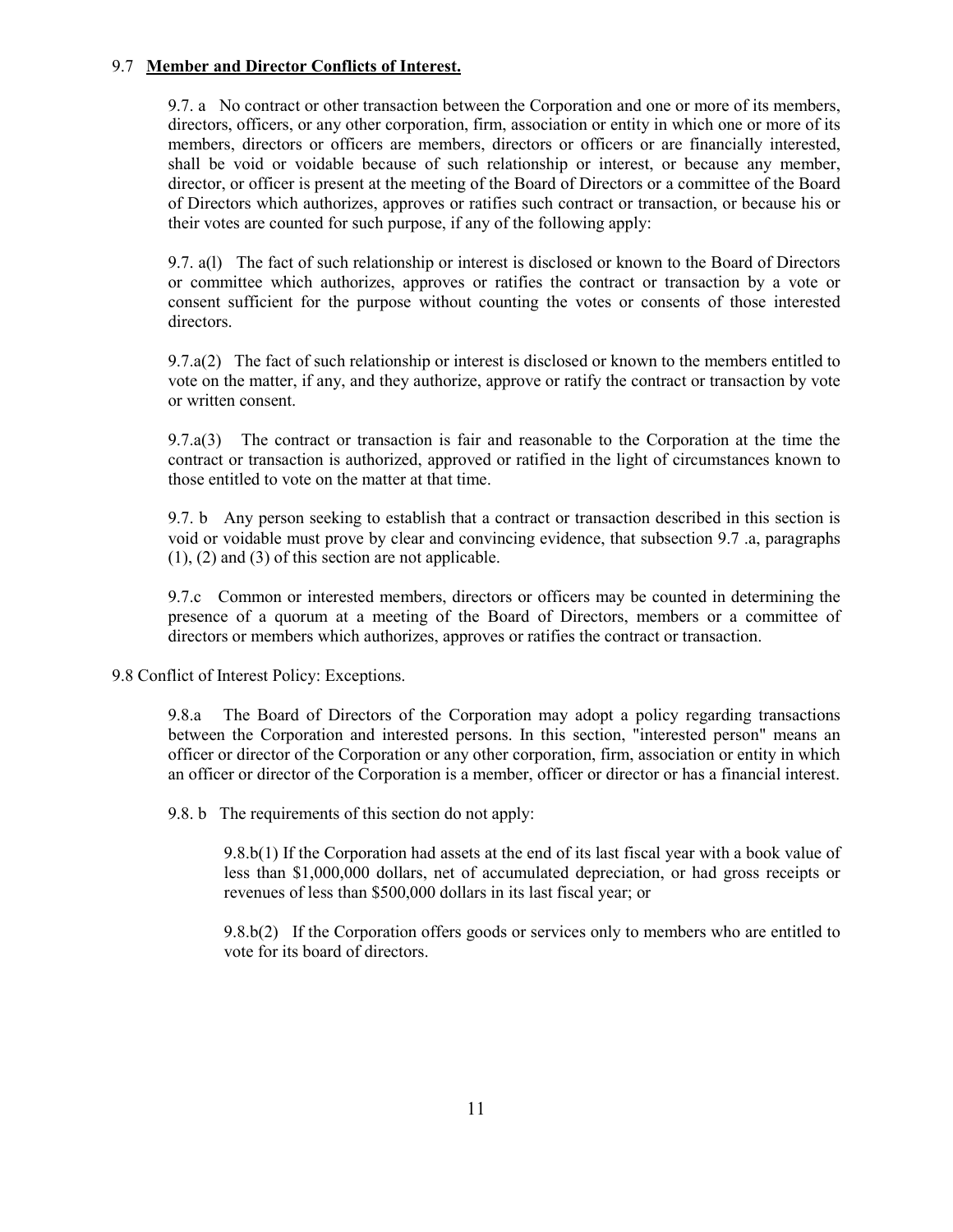9.7 **Member and Director Conflicts of Interest.**

9.7. a No contract or other transaction between the Corporation and one or more of its members, directors, officers, or any other corporation, firm, association or entity in which one or more of its members, directors or officers are members, directors or officers or are financially interested, shall be void or voidable because of such relationship or interest, or because any member, director, or officer is present at the meeting of the Board of Directors or a committee of the Board of Directors which authorizes, approves or ratifies such contract or transaction, or because his or their votes are counted for such purpose, if any of the following apply:

9.7. a(l) The fact of such relationship or interest is disclosed or known to the Board of Directors or committee which authorizes, approves or ratifies the contract or transaction by a vote or consent sufficient for the purpose without counting the votes or consents of those interested directors.

9.7.a(2) The fact of such relationship or interest is disclosed or known to the members entitled to vote on the matter, if any, and they authorize, approve or ratify the contract or transaction by vote or written consent.

9.7.a(3) The contract or transaction is fair and reasonable to the Corporation at the time the contract or transaction is authorized, approved or ratified in the light of circumstances known to those entitled to vote on the matter at that time.

9.7. b Any person seeking to establish that a contract or transaction described in this section is void or voidable must prove by clear and convincing evidence, that subsection 9.7 .a, paragraphs (1), (2) and (3) of this section are not applicable.

9.7.c Common or interested members, directors or officers may be counted in determining the presence of a quorum at a meeting of the Board of Directors, members or a committee of directors or members which authorizes, approves or ratifies the contract or transaction.

9.8 Conflict of Interest Policy: Exceptions.

9.8.a The Board of Directors of the Corporation may adopt a policy regarding transactions between the Corporation and interested persons. In this section, "interested person" means an officer or director of the Corporation or any other corporation, firm, association or entity in which an officer or director of the Corporation is a member, officer or director or has a financial interest.

9.8. b The requirements of this section do not apply:

9.8.b(1) If the Corporation had assets at the end of its last fiscal year with a book value of less than $1,000,000 dollars, net of accumulated depreciation, or had gross receipts or revenues of less than $500,000 dollars in its last fiscal year; or

9.8.b(2) If the Corporation offers goods or services only to members who are entitled to vote for its board of directors.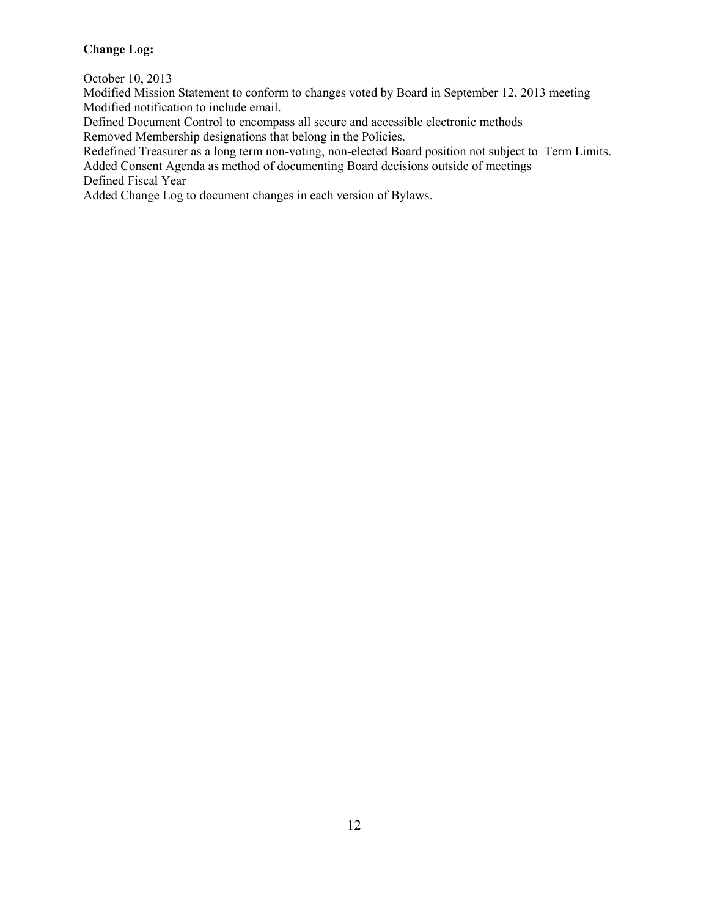**Change Log:**

October 10, 2013
Modified Mission Statement to conform to changes voted by Board in September 12, 2013 meeting
Modified notification to include email.
Defined Document Control to encompass all secure and accessible electronic methods
Removed Membership designations that belong in the Policies.
Redefined Treasurer as a long term non-voting, non-elected Board position not subject to Term Limits.
Added Consent Agenda as method of documenting Board decisions outside of meetings
Defined Fiscal Year
Added Change Log to document changes in each version of Bylaws.